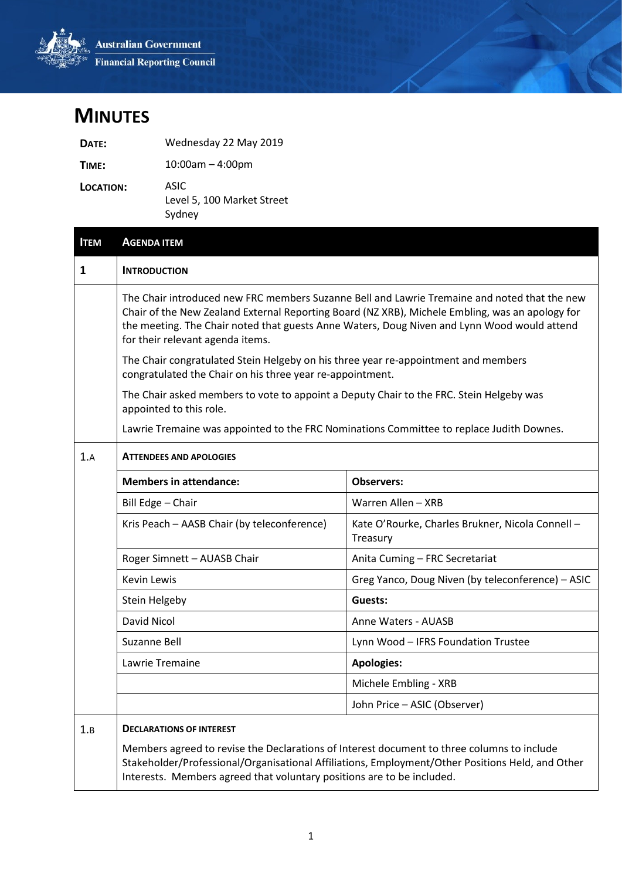Australian Government
Financial Reporting Council

# MINUTES

**DATE:** Wednesday 22 May 2019

**TIME:** 10:00am – 4:00pm

**LOCATION:** ASIC
Level 5, 100 Market Street
Sydney

| ITEM | AGENDA ITEM |
|---|---|
| **1** | **INTRODUCTION** |

The Chair introduced new FRC members Suzanne Bell and Lawrie Tremaine and noted that the new Chair of the New Zealand External Reporting Board (NZ XRB), Michele Embling, was an apology for the meeting. The Chair noted that guests Anne Waters, Doug Niven and Lynn Wood would attend for their relevant agenda items.

The Chair congratulated Stein Helgeby on his three year re-appointment and members congratulated the Chair on his three year re-appointment.

The Chair asked members to vote to appoint a Deputy Chair to the FRC. Stein Helgeby was appointed to this role.

Lawrie Tremaine was appointed to the FRC Nominations Committee to replace Judith Downes.

## 1.A ATTENDEES AND APOLOGIES

| Members in attendance: | Observers: |
|---|---|
| Bill Edge – Chair | Warren Allen – XRB |
| Kris Peach – AASB Chair (by teleconference) | Kate O'Rourke, Charles Brukner, Nicola Connell – Treasury |
| Roger Simnett – AUASB Chair | Anita Cuming – FRC Secretariat |
| Kevin Lewis | Greg Yanco, Doug Niven (by teleconference) – ASIC |
| Stein Helgeby | **Guests:** |
| David Nicol | Anne Waters - AUASB |
| Suzanne Bell | Lynn Wood – IFRS Foundation Trustee |
| Lawrie Tremaine | **Apologies:** |
| | Michele Embling - XRB |
| | John Price – ASIC (Observer) |

## 1.B DECLARATIONS OF INTEREST

Members agreed to revise the Declarations of Interest document to three columns to include Stakeholder/Professional/Organisational Affiliations, Employment/Other Positions Held, and Other Interests. Members agreed that voluntary positions are to be included.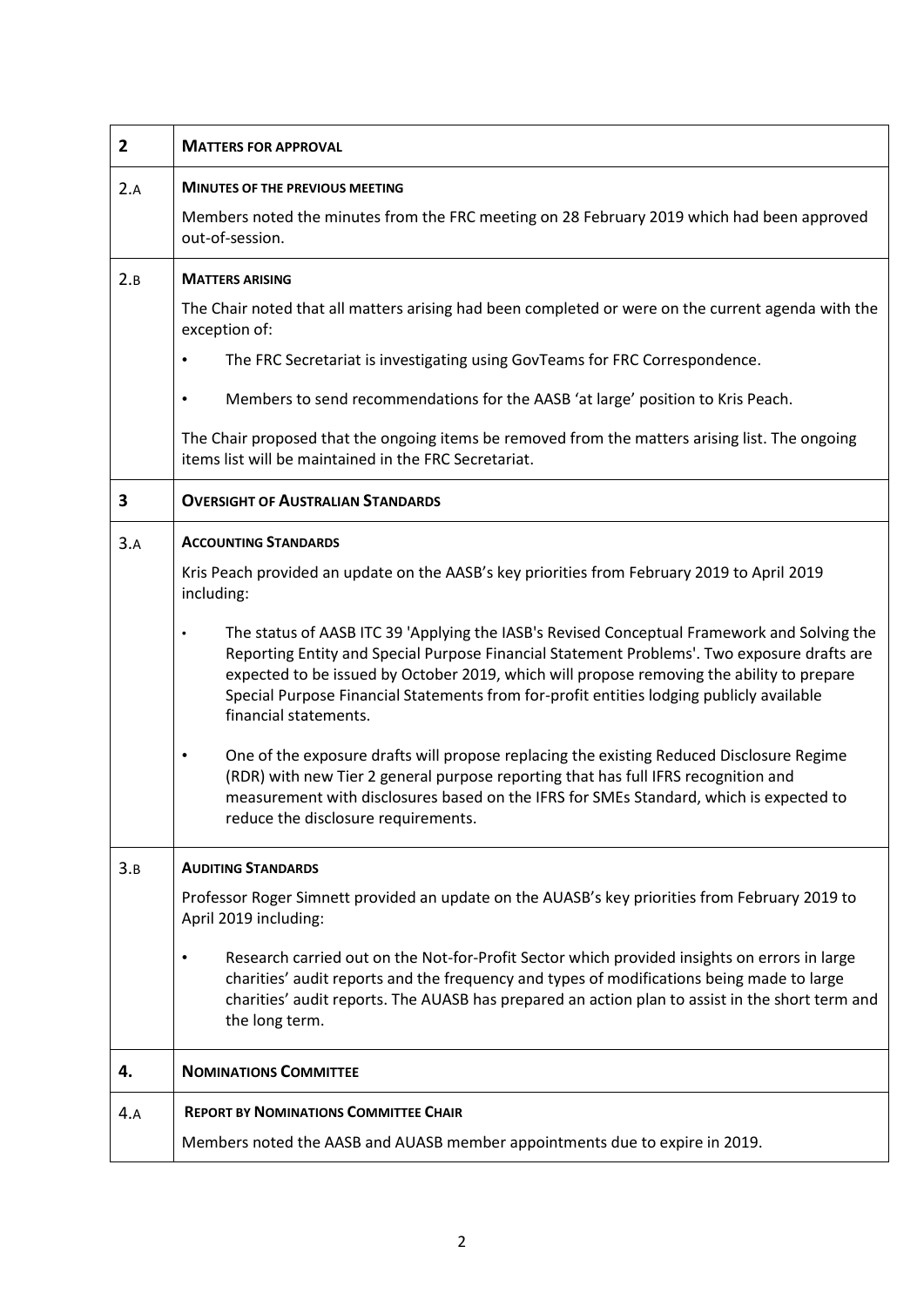| | |
|---|---|
| **2** | **MATTERS FOR APPROVAL** |
| 2.A | **MINUTES OF THE PREVIOUS MEETING**<br><br>Members noted the minutes from the FRC meeting on 28 February 2019 which had been approved out-of-session. |
| 2.B | **MATTERS ARISING**<br><br>The Chair noted that all matters arising had been completed or were on the current agenda with the exception of:<br><br>• The FRC Secretariat is investigating using GovTeams for FRC Correspondence.<br><br>• Members to send recommendations for the AASB 'at large' position to Kris Peach.<br><br>The Chair proposed that the ongoing items be removed from the matters arising list. The ongoing items list will be maintained in the FRC Secretariat. |
| **3** | **OVERSIGHT OF AUSTRALIAN STANDARDS** |
| 3.A | **ACCOUNTING STANDARDS**<br><br>Kris Peach provided an update on the AASB's key priorities from February 2019 to April 2019 including:<br><br>• The status of AASB ITC 39 'Applying the IASB's Revised Conceptual Framework and Solving the Reporting Entity and Special Purpose Financial Statement Problems'. Two exposure drafts are expected to be issued by October 2019, which will propose removing the ability to prepare Special Purpose Financial Statements from for-profit entities lodging publicly available financial statements.<br><br>• One of the exposure drafts will propose replacing the existing Reduced Disclosure Regime (RDR) with new Tier 2 general purpose reporting that has full IFRS recognition and measurement with disclosures based on the IFRS for SMEs Standard, which is expected to reduce the disclosure requirements. |
| 3.B | **AUDITING STANDARDS**<br><br>Professor Roger Simnett provided an update on the AUASB's key priorities from February 2019 to April 2019 including:<br><br>• Research carried out on the Not-for-Profit Sector which provided insights on errors in large charities' audit reports and the frequency and types of modifications being made to large charities' audit reports. The AUASB has prepared an action plan to assist in the short term and the long term. |
| **4.** | **NOMINATIONS COMMITTEE** |
| 4.A | **REPORT BY NOMINATIONS COMMITTEE CHAIR**<br><br>Members noted the AASB and AUASB member appointments due to expire in 2019. |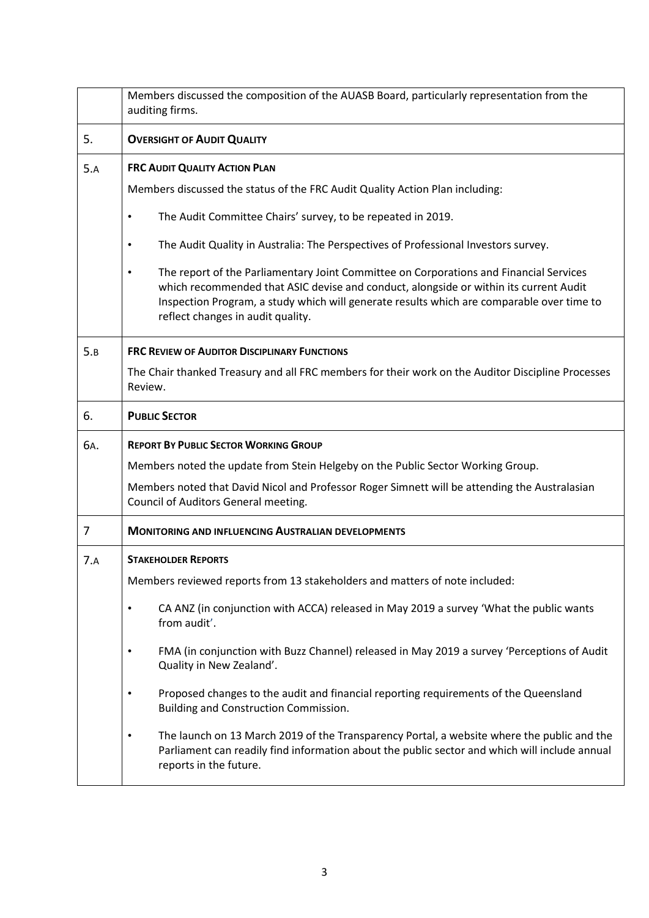| | |
|---|---|
| | Members discussed the composition of the AUASB Board, particularly representation from the auditing firms. |
| 5. | **OVERSIGHT OF AUDIT QUALITY** |
| 5.A | **FRC AUDIT QUALITY ACTION PLAN**<br><br>Members discussed the status of the FRC Audit Quality Action Plan including:<br><br>• The Audit Committee Chairs' survey, to be repeated in 2019.<br><br>• The Audit Quality in Australia: The Perspectives of Professional Investors survey.<br><br>• The report of the Parliamentary Joint Committee on Corporations and Financial Services which recommended that ASIC devise and conduct, alongside or within its current Audit Inspection Program, a study which will generate results which are comparable over time to reflect changes in audit quality. |
| 5.B | **FRC REVIEW OF AUDITOR DISCIPLINARY FUNCTIONS**<br><br>The Chair thanked Treasury and all FRC members for their work on the Auditor Discipline Processes Review. |
| 6. | **PUBLIC SECTOR** |
| 6A. | **REPORT BY PUBLIC SECTOR WORKING GROUP**<br><br>Members noted the update from Stein Helgeby on the Public Sector Working Group.<br><br>Members noted that David Nicol and Professor Roger Simnett will be attending the Australasian Council of Auditors General meeting. |
| 7 | **MONITORING AND INFLUENCING AUSTRALIAN DEVELOPMENTS** |
| 7.A | **STAKEHOLDER REPORTS**<br><br>Members reviewed reports from 13 stakeholders and matters of note included:<br><br>• CA ANZ (in conjunction with ACCA) released in May 2019 a survey 'What the public wants from audit'.<br><br>• FMA (in conjunction with Buzz Channel) released in May 2019 a survey 'Perceptions of Audit Quality in New Zealand'.<br><br>• Proposed changes to the audit and financial reporting requirements of the Queensland Building and Construction Commission.<br><br>• The launch on 13 March 2019 of the Transparency Portal, a website where the public and the Parliament can readily find information about the public sector and which will include annual reports in the future. |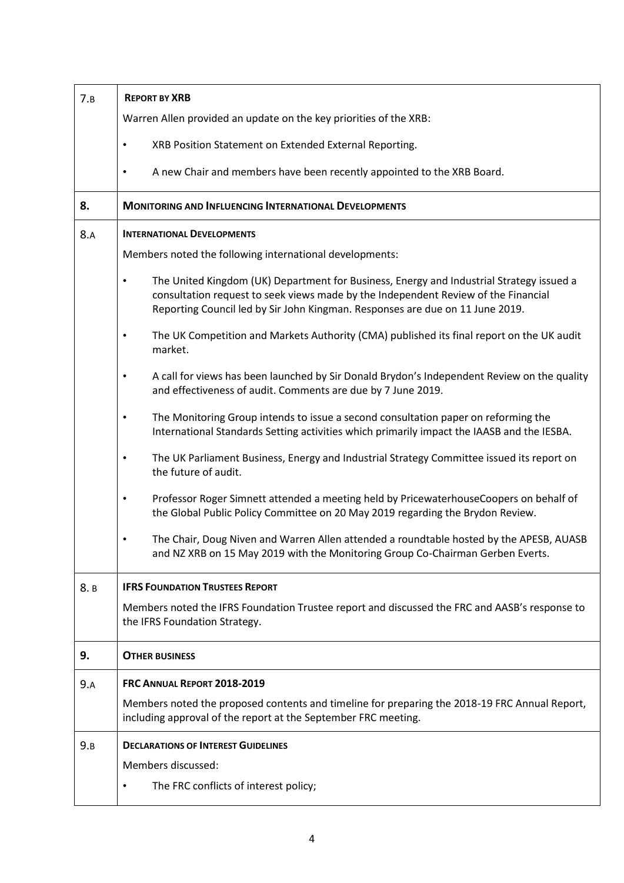| | |
|---|---|
| 7.B | **REPORT BY XRB**<br><br>Warren Allen provided an update on the key priorities of the XRB:<br><br>• XRB Position Statement on Extended External Reporting.<br><br>• A new Chair and members have been recently appointed to the XRB Board. |
| **8.** | **MONITORING AND INFLUENCING INTERNATIONAL DEVELOPMENTS** |
| 8.A | **INTERNATIONAL DEVELOPMENTS**<br><br>Members noted the following international developments:<br><br>• The United Kingdom (UK) Department for Business, Energy and Industrial Strategy issued a consultation request to seek views made by the Independent Review of the Financial Reporting Council led by Sir John Kingman. Responses are due on 11 June 2019.<br><br>• The UK Competition and Markets Authority (CMA) published its final report on the UK audit market.<br><br>• A call for views has been launched by Sir Donald Brydon's Independent Review on the quality and effectiveness of audit. Comments are due by 7 June 2019.<br><br>• The Monitoring Group intends to issue a second consultation paper on reforming the International Standards Setting activities which primarily impact the IAASB and the IESBA.<br><br>• The UK Parliament Business, Energy and Industrial Strategy Committee issued its report on the future of audit.<br><br>• Professor Roger Simnett attended a meeting held by PricewaterhouseCoopers on behalf of the Global Public Policy Committee on 20 May 2019 regarding the Brydon Review.<br><br>• The Chair, Doug Niven and Warren Allen attended a roundtable hosted by the APESB, AUASB and NZ XRB on 15 May 2019 with the Monitoring Group Co-Chairman Gerben Everts. |
| 8. B | **IFRS FOUNDATION TRUSTEES REPORT**<br><br>Members noted the IFRS Foundation Trustee report and discussed the FRC and AASB's response to the IFRS Foundation Strategy. |
| **9.** | **OTHER BUSINESS** |
| 9.A | **FRC ANNUAL REPORT 2018-2019**<br><br>Members noted the proposed contents and timeline for preparing the 2018-19 FRC Annual Report, including approval of the report at the September FRC meeting. |
| 9.B | **DECLARATIONS OF INTEREST GUIDELINES**<br><br>Members discussed:<br><br>• The FRC conflicts of interest policy; |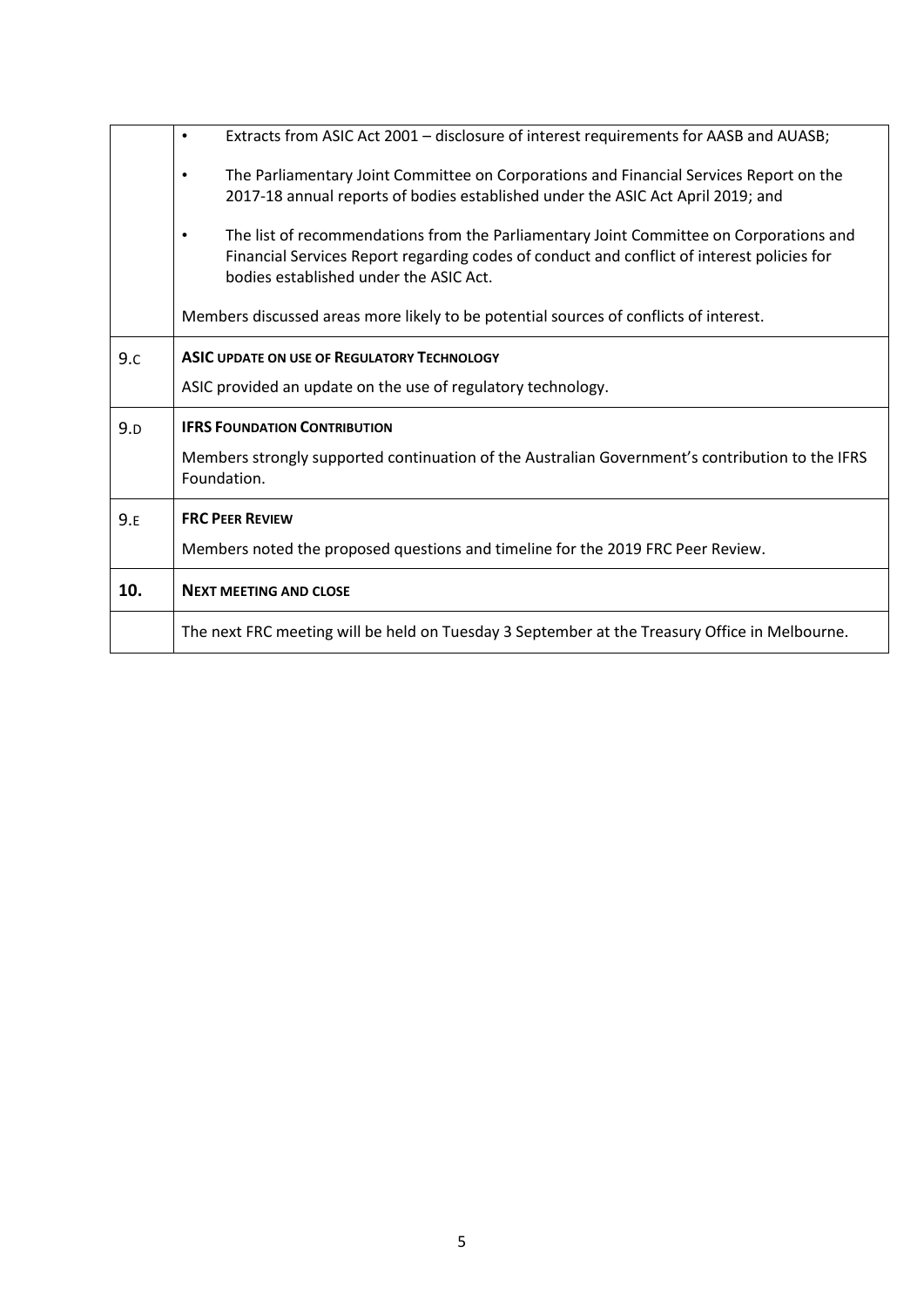| | |
|---|---|
| | • Extracts from ASIC Act 2001 – disclosure of interest requirements for AASB and AUASB;<br>• The Parliamentary Joint Committee on Corporations and Financial Services Report on the 2017-18 annual reports of bodies established under the ASIC Act April 2019; and<br>• The list of recommendations from the Parliamentary Joint Committee on Corporations and Financial Services Report regarding codes of conduct and conflict of interest policies for bodies established under the ASIC Act.<br><br>Members discussed areas more likely to be potential sources of conflicts of interest. |
| 9.C | **ASIC UPDATE ON USE OF REGULATORY TECHNOLOGY**<br><br>ASIC provided an update on the use of regulatory technology. |
| 9.D | **IFRS FOUNDATION CONTRIBUTION**<br><br>Members strongly supported continuation of the Australian Government's contribution to the IFRS Foundation. |
| 9.E | **FRC PEER REVIEW**<br><br>Members noted the proposed questions and timeline for the 2019 FRC Peer Review. |
| **10.** | **NEXT MEETING AND CLOSE** |
| | The next FRC meeting will be held on Tuesday 3 September at the Treasury Office in Melbourne. |